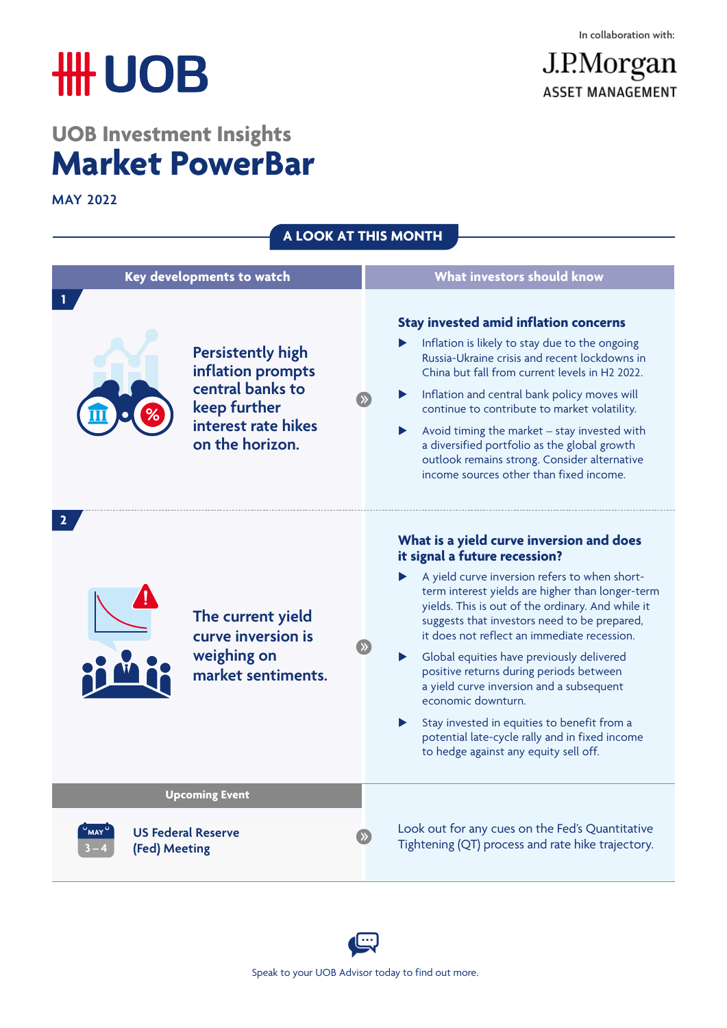In collaboration with:

J.P.Morgan
ASSET MANAGEMENT

UOB

## UOB Investment Insights

# Market PowerBar

MAY 2022

## A LOOK AT THIS MONTH

| Key developments to watch | What investors should know |
| --- | --- |
| **1** Persistently high inflation prompts central banks to keep further interest rate hikes on the horizon. | **Stay invested amid inflation concerns**<br>▶ Inflation is likely to stay due to the ongoing Russia-Ukraine crisis and recent lockdowns in China but fall from current levels in H2 2022.<br>▶ Inflation and central bank policy moves will continue to contribute to market volatility.<br>▶ Avoid timing the market – stay invested with a diversified portfolio as the global growth outlook remains strong. Consider alternative income sources other than fixed income. |
| **2** The current yield curve inversion is weighing on market sentiments. | **What is a yield curve inversion and does it signal a future recession?**<br>▶ A yield curve inversion refers to when short-term interest yields are higher than longer-term yields. This is out of the ordinary. And while it suggests that investors need to be prepared, it does not reflect an immediate recession.<br>▶ Global equities have previously delivered positive returns during periods between a yield curve inversion and a subsequent economic downturn.<br>▶ Stay invested in equities to benefit from a potential late-cycle rally and in fixed income to hedge against any equity sell off. |
| **Upcoming Event** | |
| MAY 3 – 4 **US Federal Reserve (Fed) Meeting** | Look out for any cues on the Fed's Quantitative Tightening (QT) process and rate hike trajectory. |

Speak to your UOB Advisor today to find out more.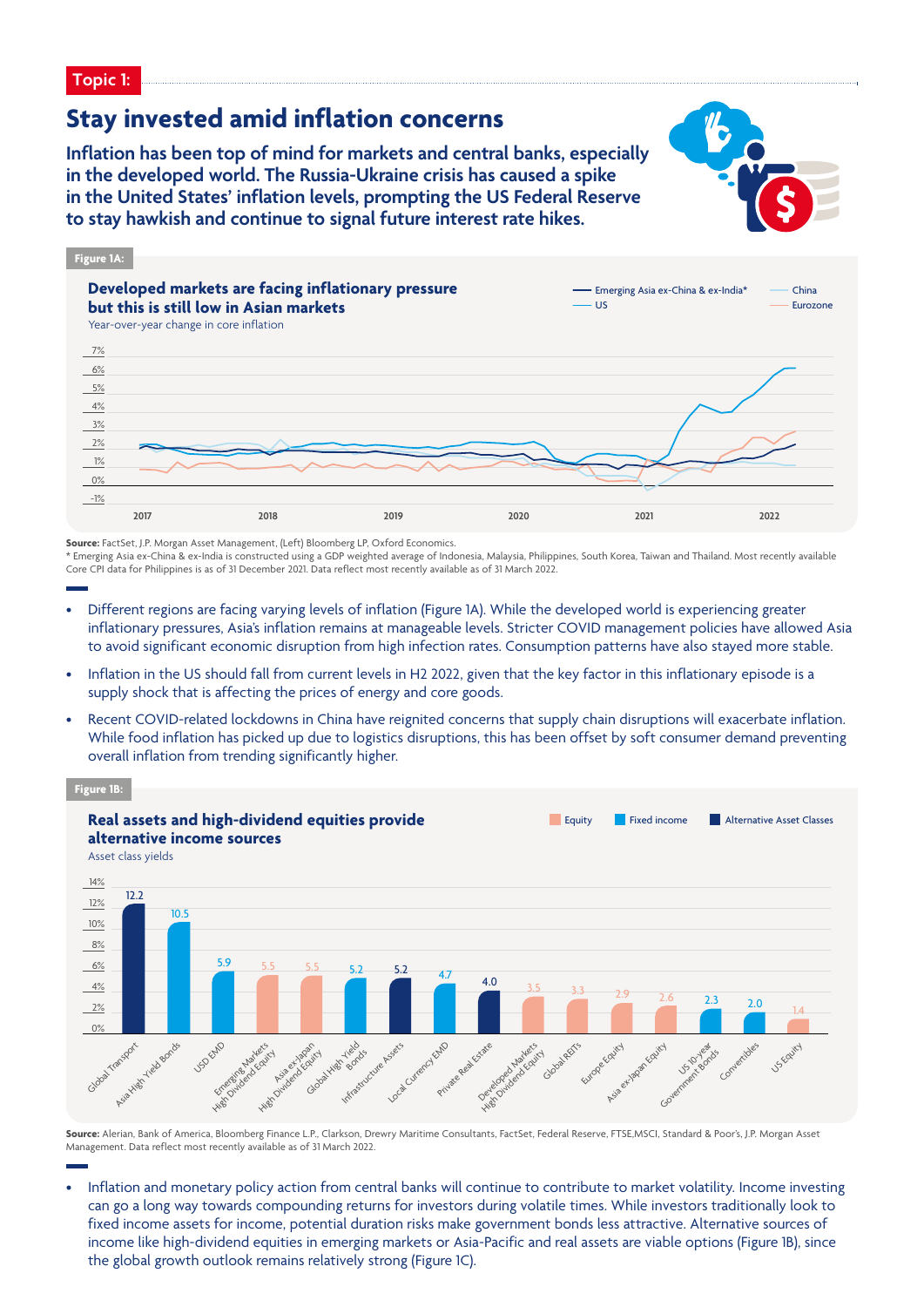Topic 1:

# Stay invested amid inflation concerns

**Inflation has been top of mind for markets and central banks, especially in the developed world. The Russia-Ukraine crisis has caused a spike in the United States' inflation levels, prompting the US Federal Reserve to stay hawkish and continue to signal future interest rate hikes.**

Figure 1A:

**Developed markets are facing inflationary pressure but this is still low in Asian markets**

Year-over-year change in core inflation

Legend: Emerging Asia ex-China & ex-India*, China, US, Eurozone

**Source:** FactSet, J.P. Morgan Asset Management, (Left) Bloomberg LP, Oxford Economics.
\* Emerging Asia ex-China & ex-India is constructed using a GDP weighted average of Indonesia, Malaysia, Philippines, South Korea, Taiwan and Thailand. Most recently available Core CPI data for Philippines is as of 31 December 2021. Data reflect most recently available as of 31 March 2022.

- Different regions are facing varying levels of inflation (Figure 1A). While the developed world is experiencing greater inflationary pressures, Asia's inflation remains at manageable levels. Stricter COVID management policies have allowed Asia to avoid significant economic disruption from high infection rates. Consumption patterns have also stayed more stable.
- Inflation in the US should fall from current levels in H2 2022, given that the key factor in this inflationary episode is a supply shock that is affecting the prices of energy and core goods.
- Recent COVID-related lockdowns in China have reignited concerns that supply chain disruptions will exacerbate inflation. While food inflation has picked up due to logistics disruptions, this has been offset by soft consumer demand preventing overall inflation from trending significantly higher.

Figure 1B:

**Real assets and high-dividend equities provide alternative income sources**

Asset class yields

| Asset class | Category | Yield (%) |
|---|---|---|
| Global Transport | Alternative Asset Classes | 12.2 |
| Asia High Yield Bonds | Fixed income | 10.5 |
| USD EMD | Fixed income | 5.9 |
| Emerging Markets High Dividend Equity | Equity | 5.5 |
| Asia ex-Japan High Dividend Equity | Equity | 5.5 |
| Global High Yield Bonds | Fixed income | 5.2 |
| Infrastructure Assets | Alternative Asset Classes | 5.2 |
| Local Currency EMD | Fixed income | 4.7 |
| Private Real Estate | Alternative Asset Classes | 4.0 |
| Developed Markets High Dividend Equity | Equity | 3.5 |
| Global REITs | Equity | 3.3 |
| Europe Equity | Equity | 2.9 |
| Asia ex-Japan Equity | Equity | 2.6 |
| US 10-year Government Bonds | Fixed income | 2.3 |
| Convertibles | Fixed income | 2.0 |
| US Equity | Equity | 1.4 |

**Source:** Alerian, Bank of America, Bloomberg Finance L.P., Clarkson, Drewry Maritime Consultants, FactSet, Federal Reserve, FTSE,MSCI, Standard & Poor's, J.P. Morgan Asset Management. Data reflect most recently available as of 31 March 2022.

- Inflation and monetary policy action from central banks will continue to contribute to market volatility. Income investing can go a long way towards compounding returns for investors during volatile times. While investors traditionally look to fixed income assets for income, potential duration risks make government bonds less attractive. Alternative sources of income like high-dividend equities in emerging markets or Asia-Pacific and real assets are viable options (Figure 1B), since the global growth outlook remains relatively strong (Figure 1C).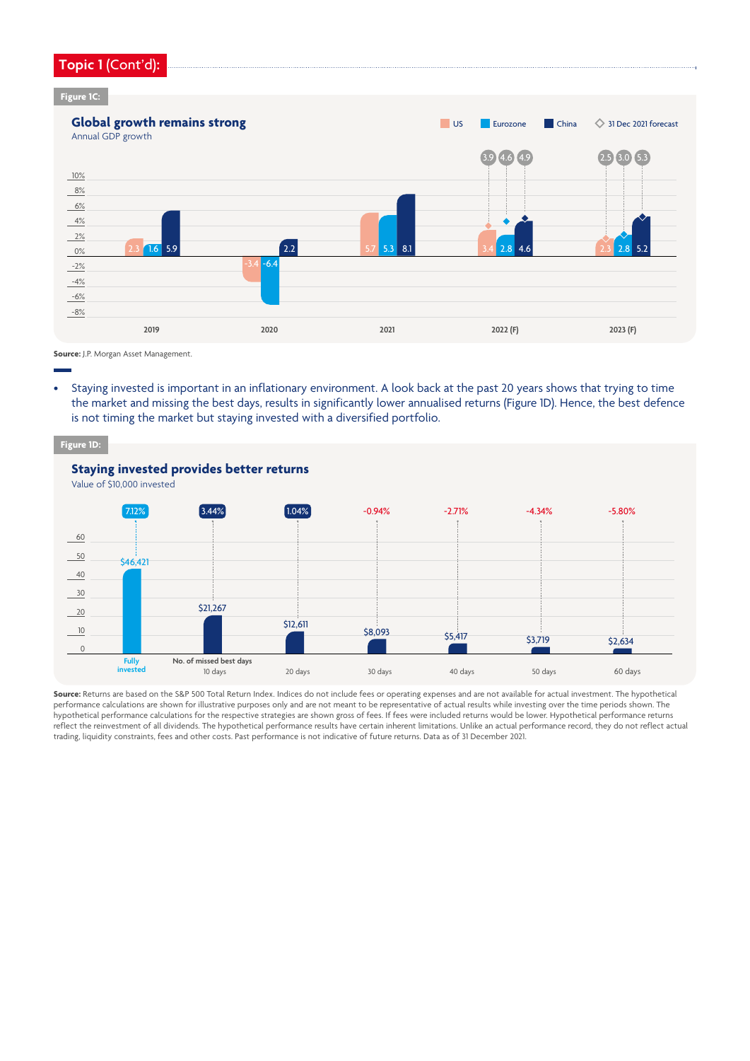## Topic 1 (Cont'd):

**Figure 1C:**

**Global growth remains strong**
Annual GDP growth

| Year | US | Eurozone | China |
|---|---|---|---|
| 2019 | 2.3 | 1.6 | 5.9 |
| 2020 | -3.4 | -6.4 | 2.2 |
| 2021 | 5.7 | 5.3 | 8.1 |
| 2022 (F) | 3.4 | 2.8 | 4.6 |
| 2023 (F) | 2.3 | 2.8 | 5.2 |

31 Dec 2021 forecast: 2022 (F) — US 3.9, Eurozone 4.6, China 4.9; 2023 (F) — US 2.5, Eurozone 3.0, China 5.3

**Source:** J.P. Morgan Asset Management.

- Staying invested is important in an inflationary environment. A look back at the past 20 years shows that trying to time the market and missing the best days, results in significantly lower annualised returns (Figure 1D). Hence, the best defence is not timing the market but staying invested with a diversified portfolio.

**Figure 1D:**

**Staying invested provides better returns**
Value of $10,000 invested

| No. of missed best days | Fully invested | 10 days | 20 days | 30 days | 40 days | 50 days | 60 days |
|---|---|---|---|---|---|---|---|
| Value | $46,421 | $21,267 | $12,611 | $8,093 | $5,417 | $3,719 | $2,634 |
| Annualised return | 7.12% | 3.44% | 1.04% | -0.94% | -2.71% | -4.34% | -5.80% |

**Source:** Returns are based on the S&P 500 Total Return Index. Indices do not include fees or operating expenses and are not available for actual investment. The hypothetical performance calculations are shown for illustrative purposes only and are not meant to be representative of actual results while investing over the time periods shown. The hypothetical performance calculations for the respective strategies are shown gross of fees. If fees were included returns would be lower. Hypothetical performance returns reflect the reinvestment of all dividends. The hypothetical performance results have certain inherent limitations. Unlike an actual performance record, they do not reflect actual trading, liquidity constraints, fees and other costs. Past performance is not indicative of future returns. Data as of 31 December 2021.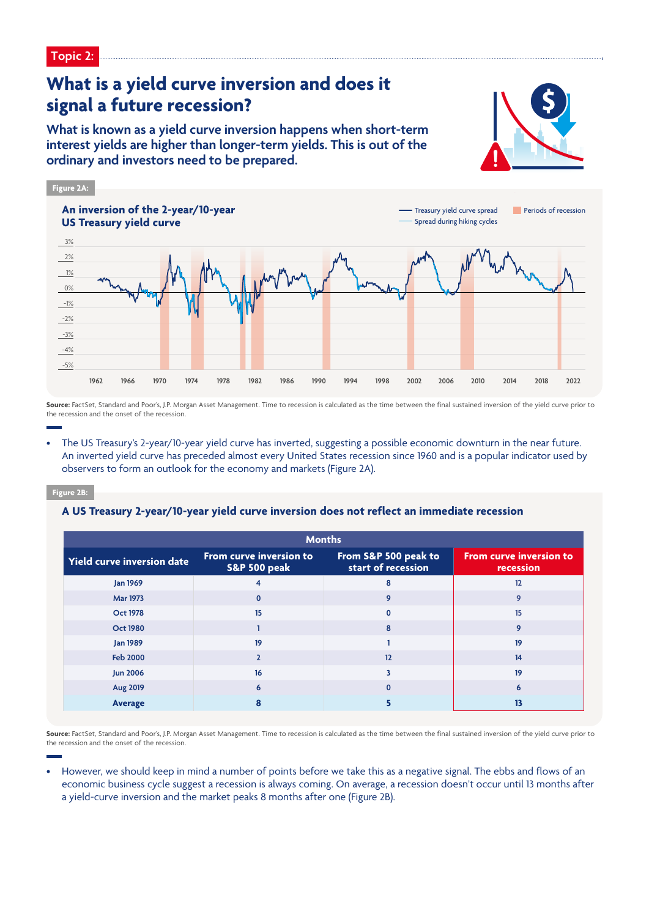Topic 2:

# What is a yield curve inversion and does it signal a future recession?

## What is known as a yield curve inversion happens when short-term interest yields are higher than longer-term yields. This is out of the ordinary and investors need to be prepared.

**Figure 2A:**

### An inversion of the 2-year/10-year US Treasury yield curve

Treasury yield curve spread
Spread during hiking cycles
Periods of recession

**Source:** FactSet, Standard and Poor's, J.P. Morgan Asset Management. Time to recession is calculated as the time between the final sustained inversion of the yield curve prior to the recession and the onset of the recession.

- The US Treasury's 2-year/10-year yield curve has inverted, suggesting a possible economic downturn in the near future. An inverted yield curve has preceded almost every United States recession since 1960 and is a popular indicator used by observers to form an outlook for the economy and markets (Figure 2A).

**Figure 2B:**

### A US Treasury 2-year/10-year yield curve inversion does not reflect an immediate recession

| | Months | | |
|---|---|---|---|
| **Yield curve inversion date** | **From curve inversion to S&P 500 peak** | **From S&P 500 peak to start of recession** | **From curve inversion to recession** |
| Jan 1969 | 4 | 8 | 12 |
| Mar 1973 | 0 | 9 | 9 |
| Oct 1978 | 15 | 0 | 15 |
| Oct 1980 | 1 | 8 | 9 |
| Jan 1989 | 19 | 1 | 19 |
| Feb 2000 | 2 | 12 | 14 |
| Jun 2006 | 16 | 3 | 19 |
| Aug 2019 | 6 | 0 | 6 |
| **Average** | **8** | **5** | **13** |

**Source:** FactSet, Standard and Poor's, J.P. Morgan Asset Management. Time to recession is calculated as the time between the final sustained inversion of the yield curve prior to the recession and the onset of the recession.

- However, we should keep in mind a number of points before we take this as a negative signal. The ebbs and flows of an economic business cycle suggest a recession is always coming. On average, a recession doesn't occur until 13 months after a yield-curve inversion and the market peaks 8 months after one (Figure 2B).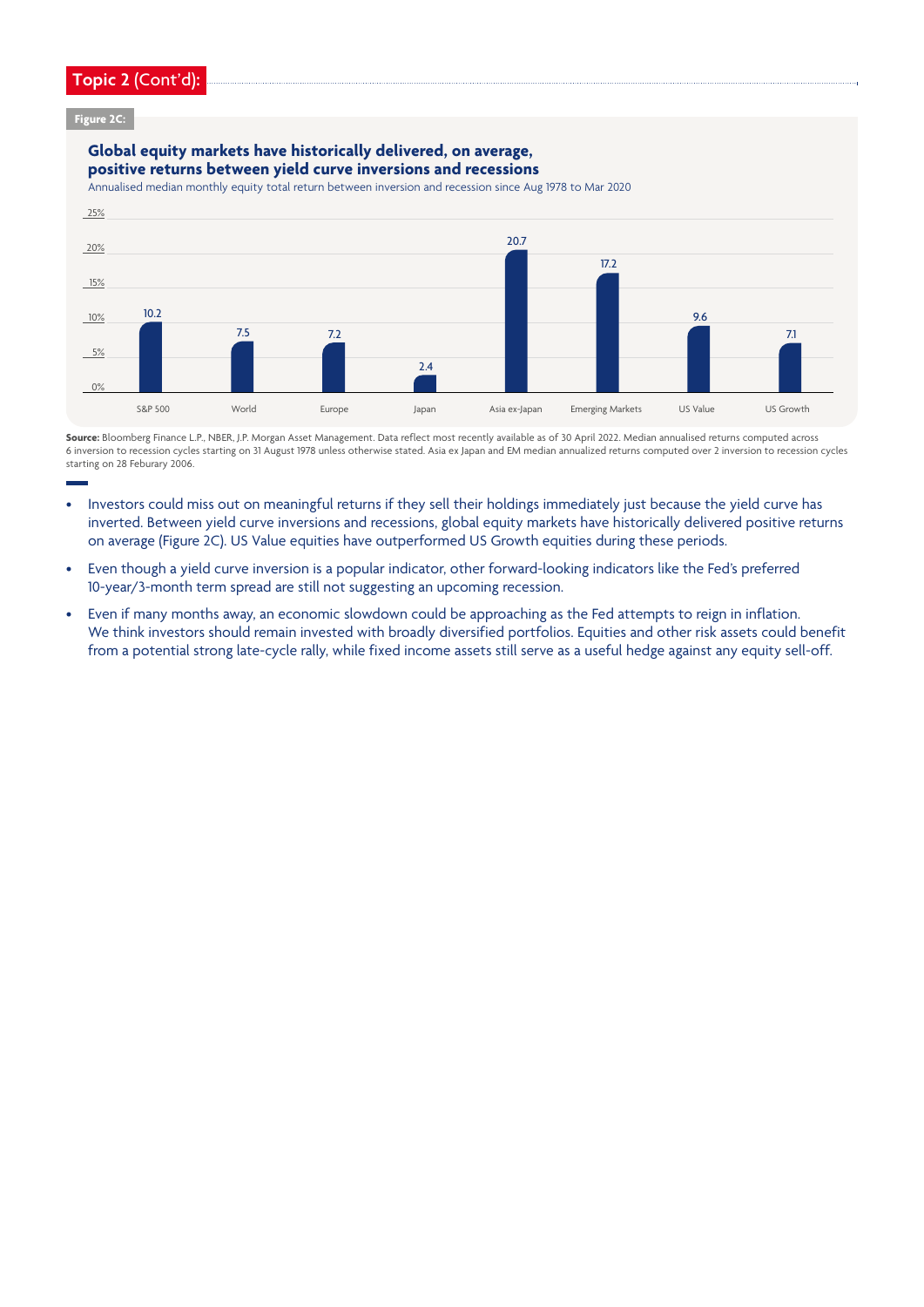## Topic 2 (Cont'd):

**Figure 2C:**

**Global equity markets have historically delivered, on average, positive returns between yield curve inversions and recessions**

Annualised median monthly equity total return between inversion and recession since Aug 1978 to Mar 2020

| | S&P 500 | World | Europe | Japan | Asia ex-Japan | Emerging Markets | US Value | US Growth |
|---|---|---|---|---|---|---|---|---|
| Return (%) | 10.2 | 7.5 | 7.2 | 2.4 | 20.7 | 17.2 | 9.6 | 7.1 |

**Source:** Bloomberg Finance L.P., NBER, J.P. Morgan Asset Management. Data reflect most recently available as of 30 April 2022. Median annualised returns computed across 6 inversion to recession cycles starting on 31 August 1978 unless otherwise stated. Asia ex Japan and EM median annualized returns computed over 2 inversion to recession cycles starting on 28 Feburary 2006.

- Investors could miss out on meaningful returns if they sell their holdings immediately just because the yield curve has inverted. Between yield curve inversions and recessions, global equity markets have historically delivered positive returns on average (Figure 2C). US Value equities have outperformed US Growth equities during these periods.
- Even though a yield curve inversion is a popular indicator, other forward-looking indicators like the Fed's preferred 10-year/3-month term spread are still not suggesting an upcoming recession.
- Even if many months away, an economic slowdown could be approaching as the Fed attempts to reign in inflation. We think investors should remain invested with broadly diversified portfolios. Equities and other risk assets could benefit from a potential strong late-cycle rally, while fixed income assets still serve as a useful hedge against any equity sell-off.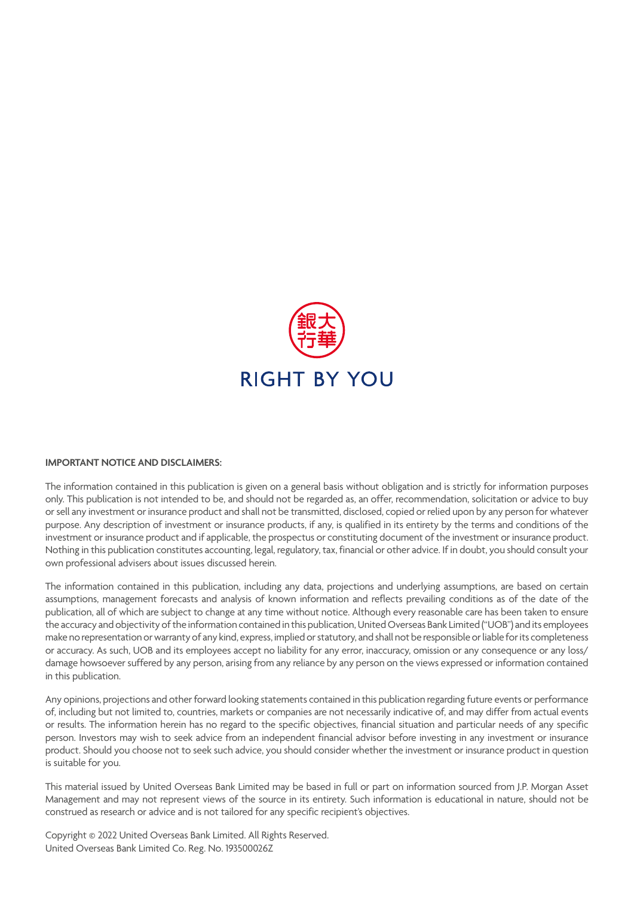大華銀行

RIGHT BY YOU

**IMPORTANT NOTICE AND DISCLAIMERS:**

The information contained in this publication is given on a general basis without obligation and is strictly for information purposes only. This publication is not intended to be, and should not be regarded as, an offer, recommendation, solicitation or advice to buy or sell any investment or insurance product and shall not be transmitted, disclosed, copied or relied upon by any person for whatever purpose. Any description of investment or insurance products, if any, is qualified in its entirety by the terms and conditions of the investment or insurance product and if applicable, the prospectus or constituting document of the investment or insurance product. Nothing in this publication constitutes accounting, legal, regulatory, tax, financial or other advice. If in doubt, you should consult your own professional advisers about issues discussed herein.

The information contained in this publication, including any data, projections and underlying assumptions, are based on certain assumptions, management forecasts and analysis of known information and reflects prevailing conditions as of the date of the publication, all of which are subject to change at any time without notice. Although every reasonable care has been taken to ensure the accuracy and objectivity of the information contained in this publication, United Overseas Bank Limited ("UOB") and its employees make no representation or warranty of any kind, express, implied or statutory, and shall not be responsible or liable for its completeness or accuracy. As such, UOB and its employees accept no liability for any error, inaccuracy, omission or any consequence or any loss/damage howsoever suffered by any person, arising from any reliance by any person on the views expressed or information contained in this publication.

Any opinions, projections and other forward looking statements contained in this publication regarding future events or performance of, including but not limited to, countries, markets or companies are not necessarily indicative of, and may differ from actual events or results. The information herein has no regard to the specific objectives, financial situation and particular needs of any specific person. Investors may wish to seek advice from an independent financial advisor before investing in any investment or insurance product. Should you choose not to seek such advice, you should consider whether the investment or insurance product in question is suitable for you.

This material issued by United Overseas Bank Limited may be based in full or part on information sourced from J.P. Morgan Asset Management and may not represent views of the source in its entirety. Such information is educational in nature, should not be construed as research or advice and is not tailored for any specific recipient's objectives.

Copyright © 2022 United Overseas Bank Limited. All Rights Reserved.
United Overseas Bank Limited Co. Reg. No. 193500026Z